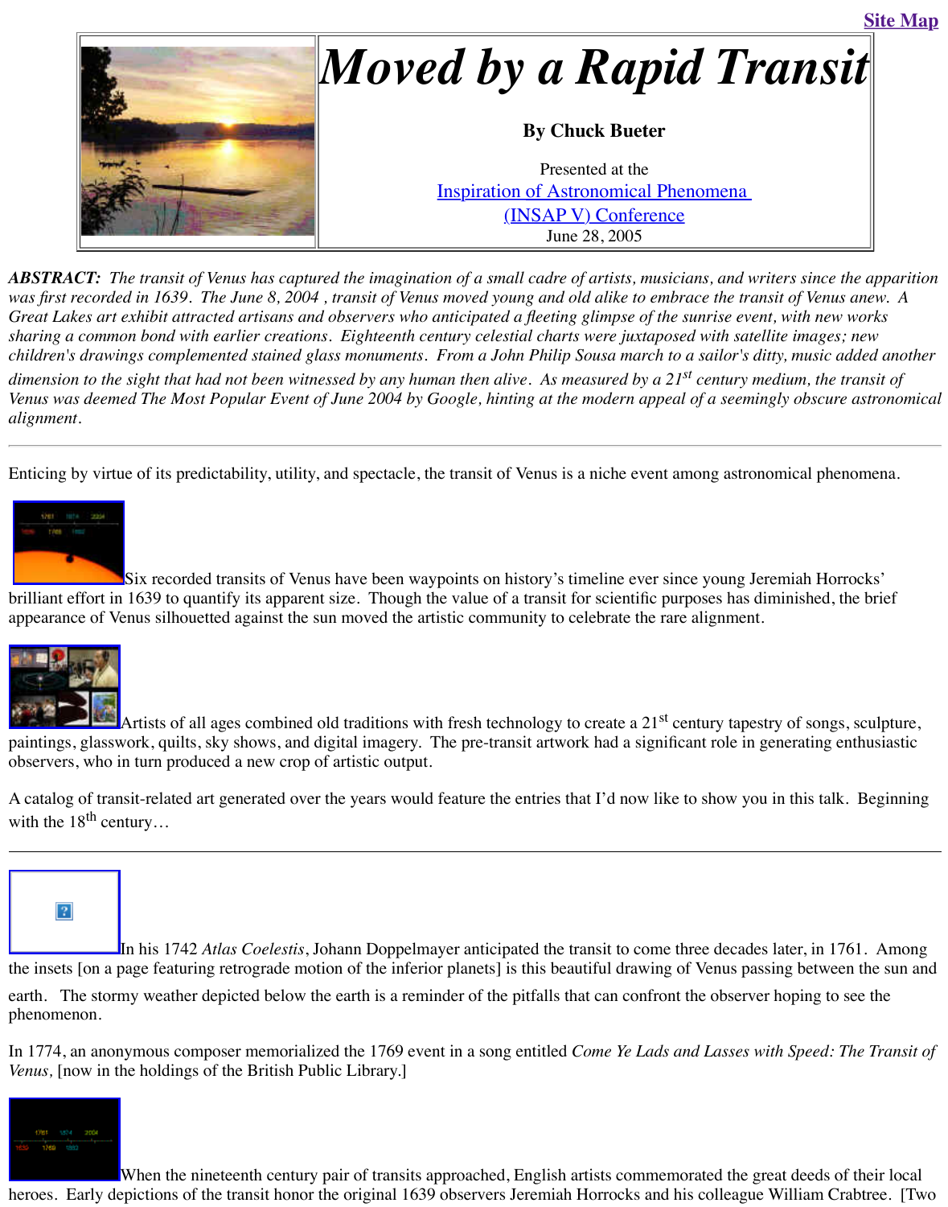Site Map

# *Moved by a Rapid Transit*

**By Chuck Bueter**

Presented at the
Inspiration of Astronomical Phenomena
(INSAP V) Conference
June 28, 2005

***ABSTRACT:*** *The transit of Venus has captured the imagination of a small cadre of artists, musicians, and writers since the apparition was first recorded in 1639. The June 8, 2004 , transit of Venus moved young and old alike to embrace the transit of Venus anew. A Great Lakes art exhibit attracted artisans and observers who anticipated a fleeting glimpse of the sunrise event, with new works sharing a common bond with earlier creations. Eighteenth century celestial charts were juxtaposed with satellite images; new children's drawings complemented stained glass monuments. From a John Philip Sousa march to a sailor's ditty, music added another dimension to the sight that had not been witnessed by any human then alive. As measured by a 21st century medium, the transit of Venus was deemed The Most Popular Event of June 2004 by Google, hinting at the modern appeal of a seemingly obscure astronomical alignment.*

---

Enticing by virtue of its predictability, utility, and spectacle, the transit of Venus is a niche event among astronomical phenomena.

Six recorded transits of Venus have been waypoints on history's timeline ever since young Jeremiah Horrocks' brilliant effort in 1639 to quantify its apparent size. Though the value of a transit for scientific purposes has diminished, the brief appearance of Venus silhouetted against the sun moved the artistic community to celebrate the rare alignment.

Artists of all ages combined old traditions with fresh technology to create a 21st century tapestry of songs, sculpture, paintings, glasswork, quilts, sky shows, and digital imagery. The pre-transit artwork had a significant role in generating enthusiastic observers, who in turn produced a new crop of artistic output.

A catalog of transit-related art generated over the years would feature the entries that I'd now like to show you in this talk. Beginning with the 18th century…

---

In his 1742 *Atlas Coelestis*, Johann Doppelmayer anticipated the transit to come three decades later, in 1761. Among the insets [on a page featuring retrograde motion of the inferior planets] is this beautiful drawing of Venus passing between the sun and earth. The stormy weather depicted below the earth is a reminder of the pitfalls that can confront the observer hoping to see the phenomenon.

In 1774, an anonymous composer memorialized the 1769 event in a song entitled *Come Ye Lads and Lasses with Speed: The Transit of Venus,* [now in the holdings of the British Public Library.]

When the nineteenth century pair of transits approached, English artists commemorated the great deeds of their local heroes. Early depictions of the transit honor the original 1639 observers Jeremiah Horrocks and his colleague William Crabtree. [Two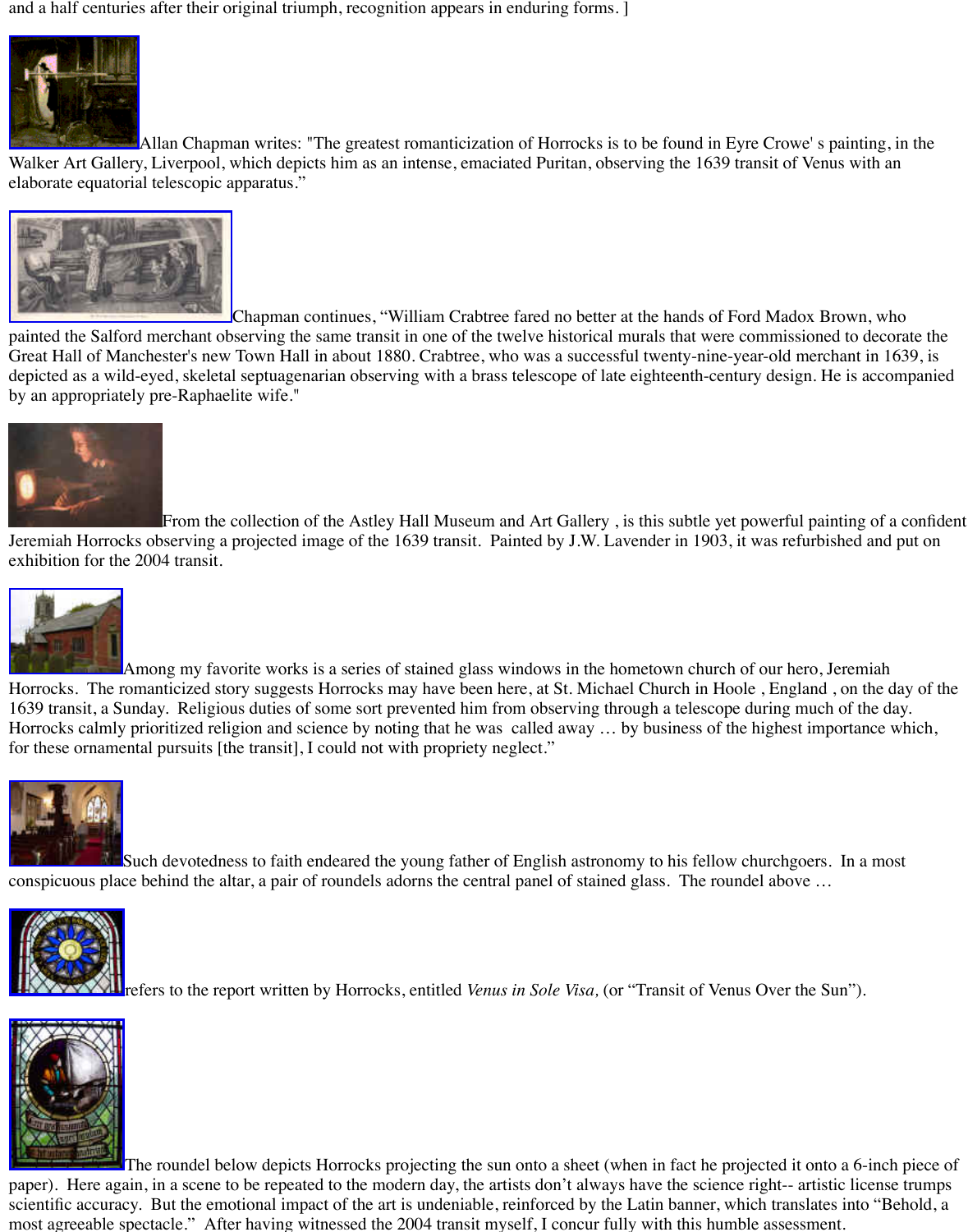and a half centuries after their original triumph, recognition appears in enduring forms. ]

Allan Chapman writes: "The greatest romanticization of Horrocks is to be found in Eyre Crowe' s painting, in the Walker Art Gallery, Liverpool, which depicts him as an intense, emaciated Puritan, observing the 1639 transit of Venus with an elaborate equatorial telescopic apparatus."

Chapman continues, "William Crabtree fared no better at the hands of Ford Madox Brown, who painted the Salford merchant observing the same transit in one of the twelve historical murals that were commissioned to decorate the Great Hall of Manchester's new Town Hall in about 1880. Crabtree, who was a successful twenty-nine-year-old merchant in 1639, is depicted as a wild-eyed, skeletal septuagenarian observing with a brass telescope of late eighteenth-century design. He is accompanied by an appropriately pre-Raphaelite wife."

From the collection of the Astley Hall Museum and Art Gallery , is this subtle yet powerful painting of a confident Jeremiah Horrocks observing a projected image of the 1639 transit. Painted by J.W. Lavender in 1903, it was refurbished and put on exhibition for the 2004 transit.

Among my favorite works is a series of stained glass windows in the hometown church of our hero, Jeremiah Horrocks. The romanticized story suggests Horrocks may have been here, at St. Michael Church in Hoole , England , on the day of the 1639 transit, a Sunday. Religious duties of some sort prevented him from observing through a telescope during much of the day. Horrocks calmly prioritized religion and science by noting that he was called away … by business of the highest importance which, for these ornamental pursuits [the transit], I could not with propriety neglect."

Such devotedness to faith endeared the young father of English astronomy to his fellow churchgoers. In a most conspicuous place behind the altar, a pair of roundels adorns the central panel of stained glass. The roundel above …

refers to the report written by Horrocks, entitled *Venus in Sole Visa,* (or "Transit of Venus Over the Sun").

The roundel below depicts Horrocks projecting the sun onto a sheet (when in fact he projected it onto a 6-inch piece of paper). Here again, in a scene to be repeated to the modern day, the artists don't always have the science right-- artistic license trumps scientific accuracy. But the emotional impact of the art is undeniable, reinforced by the Latin banner, which translates into "Behold, a most agreeable spectacle." After having witnessed the 2004 transit myself, I concur fully with this humble assessment.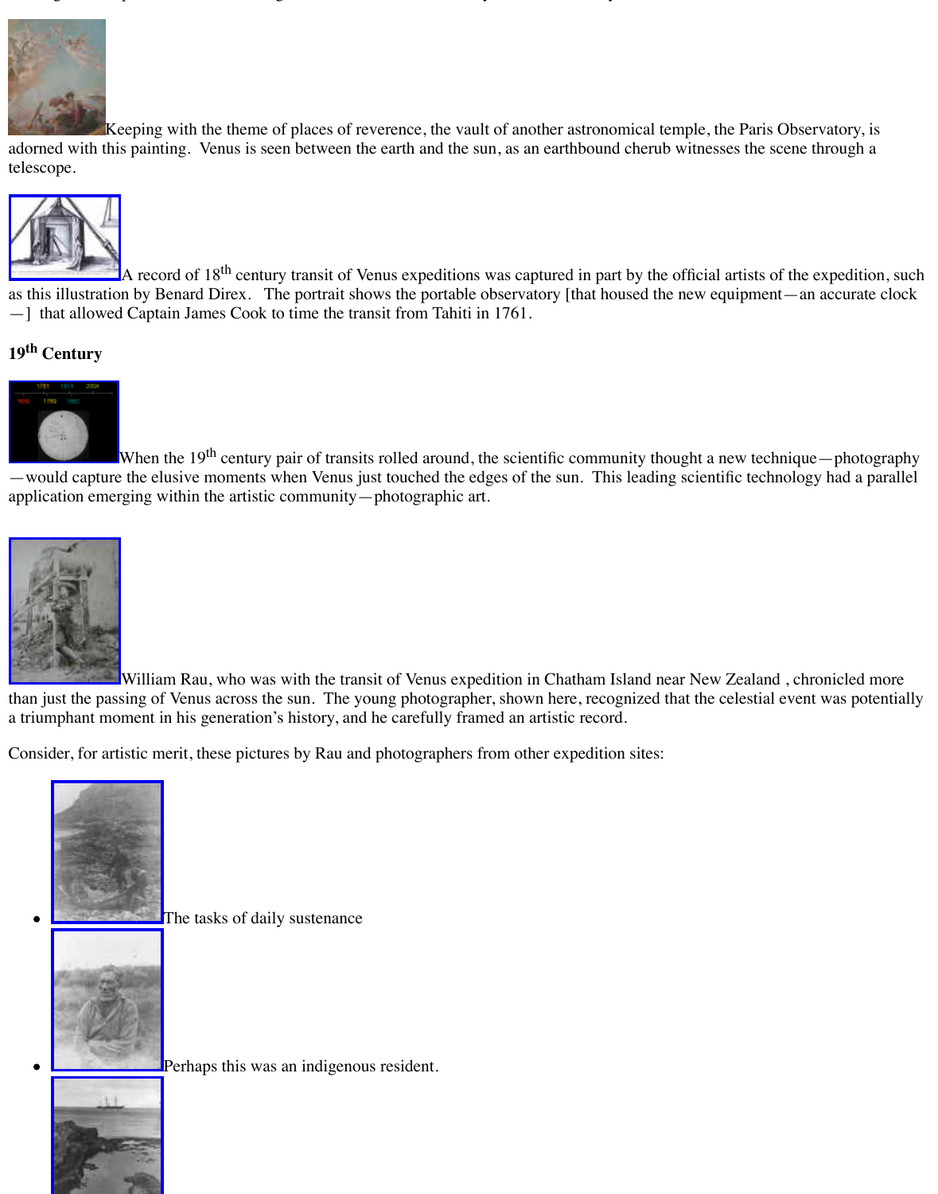Keeping with the theme of places of reverence, the vault of another astronomical temple, the Paris Observatory, is adorned with this painting. Venus is seen between the earth and the sun, as an earthbound cherub witnesses the scene through a telescope.

A record of 18th century transit of Venus expeditions was captured in part by the official artists of the expedition, such as this illustration by Benard Direx. The portrait shows the portable observatory [that housed the new equipment—an accurate clock—] that allowed Captain James Cook to time the transit from Tahiti in 1761.

### 19th Century

When the 19th century pair of transits rolled around, the scientific community thought a new technique—photography—would capture the elusive moments when Venus just touched the edges of the sun. This leading scientific technology had a parallel application emerging within the artistic community—photographic art.

William Rau, who was with the transit of Venus expedition in Chatham Island near New Zealand , chronicled more than just the passing of Venus across the sun. The young photographer, shown here, recognized that the celestial event was potentially a triumphant moment in his generation's history, and he carefully framed an artistic record.

Consider, for artistic merit, these pictures by Rau and photographers from other expedition sites:

- The tasks of daily sustenance
- Perhaps this was an indigenous resident.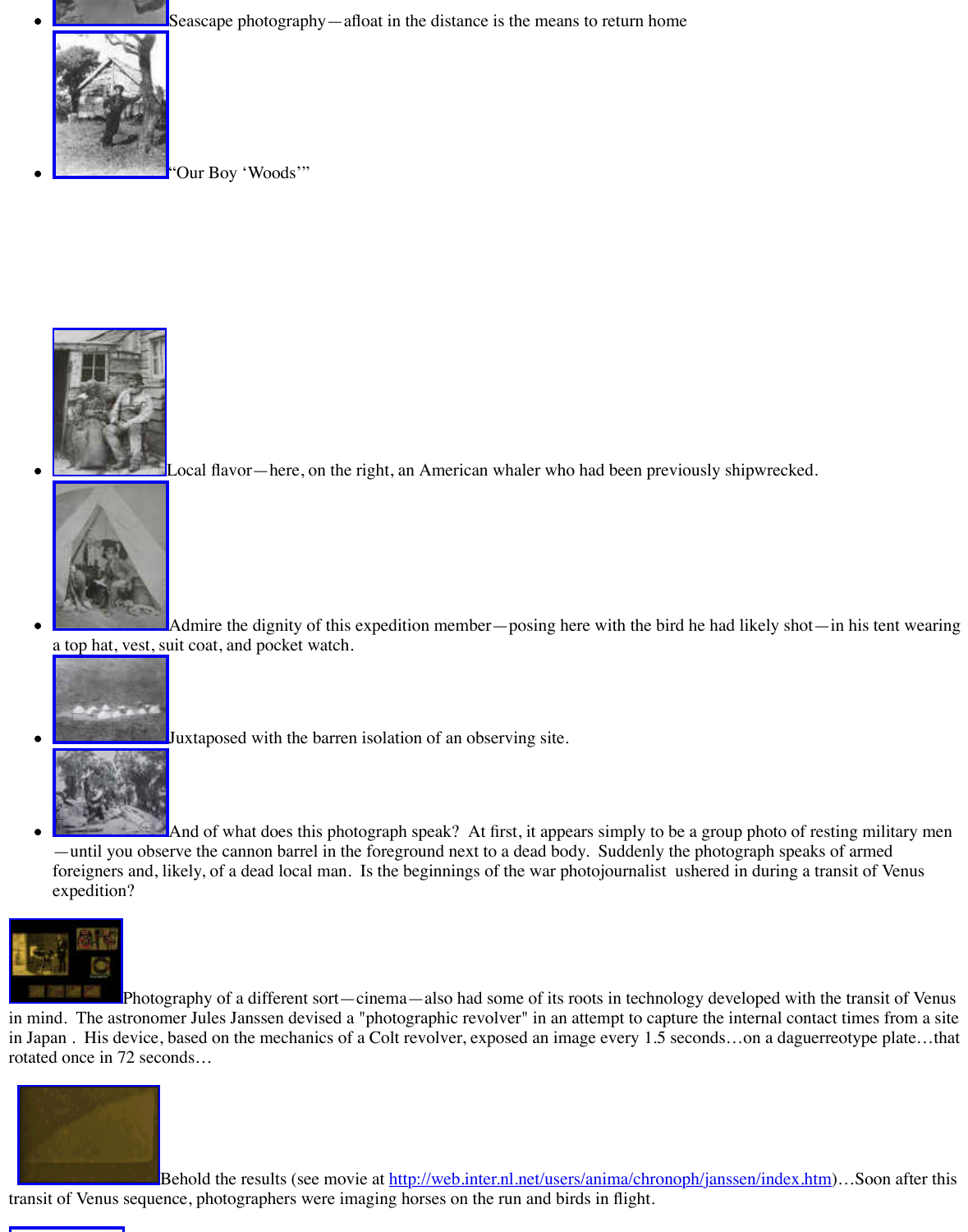- Seascape photography—afloat in the distance is the means to return home
- “Our Boy ‘Woods’”
- Local flavor—here, on the right, an American whaler who had been previously shipwrecked.
- Admire the dignity of this expedition member—posing here with the bird he had likely shot—in his tent wearing a top hat, vest, suit coat, and pocket watch.
- Juxtaposed with the barren isolation of an observing site.
- And of what does this photograph speak? At first, it appears simply to be a group photo of resting military men—until you observe the cannon barrel in the foreground next to a dead body. Suddenly the photograph speaks of armed foreigners and, likely, of a dead local man. Is the beginnings of the war photojournalist ushered in during a transit of Venus expedition?

Photography of a different sort—cinema—also had some of its roots in technology developed with the transit of Venus in mind. The astronomer Jules Janssen devised a "photographic revolver" in an attempt to capture the internal contact times from a site in Japan . His device, based on the mechanics of a Colt revolver, exposed an image every 1.5 seconds…on a daguerreotype plate…that rotated once in 72 seconds…

Behold the results (see movie at http://web.inter.nl.net/users/anima/chronoph/janssen/index.htm)…Soon after this transit of Venus sequence, photographers were imaging horses on the run and birds in flight.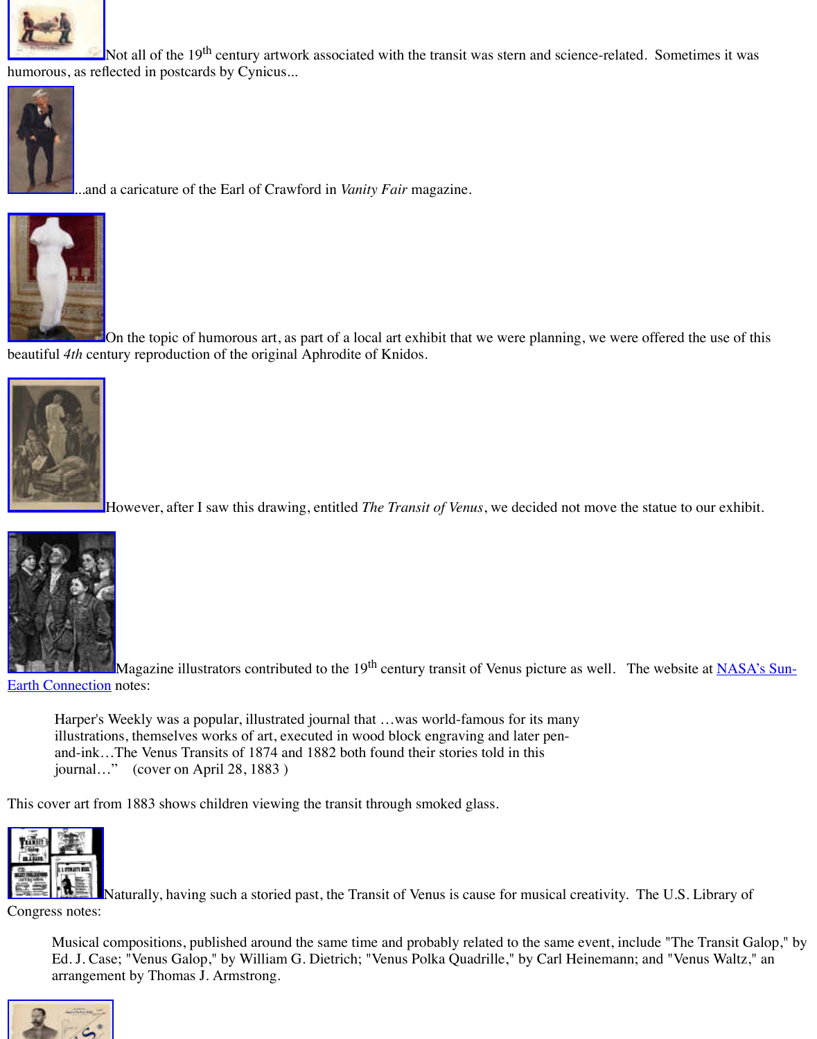Not all of the 19th century artwork associated with the transit was stern and science-related. Sometimes it was humorous, as reflected in postcards by Cynicus...

...and a caricature of the Earl of Crawford in *Vanity Fair* magazine.

On the topic of humorous art, as part of a local art exhibit that we were planning, we were offered the use of this beautiful *4th* century reproduction of the original Aphrodite of Knidos.

However, after I saw this drawing, entitled *The Transit of Venus*, we decided not move the statue to our exhibit.

Magazine illustrators contributed to the 19th century transit of Venus picture as well. The website at NASA's Sun-Earth Connection notes:

> Harper's Weekly was a popular, illustrated journal that …was world-famous for its many illustrations, themselves works of art, executed in wood block engraving and later pen-and-ink…The Venus Transits of 1874 and 1882 both found their stories told in this journal…" (cover on April 28, 1883 )

This cover art from 1883 shows children viewing the transit through smoked glass.

Naturally, having such a storied past, the Transit of Venus is cause for musical creativity. The U.S. Library of Congress notes:

> Musical compositions, published around the same time and probably related to the same event, include "The Transit Galop," by Ed. J. Case; "Venus Galop," by William G. Dietrich; "Venus Polka Quadrille," by Carl Heinemann; and "Venus Waltz," an arrangement by Thomas J. Armstrong.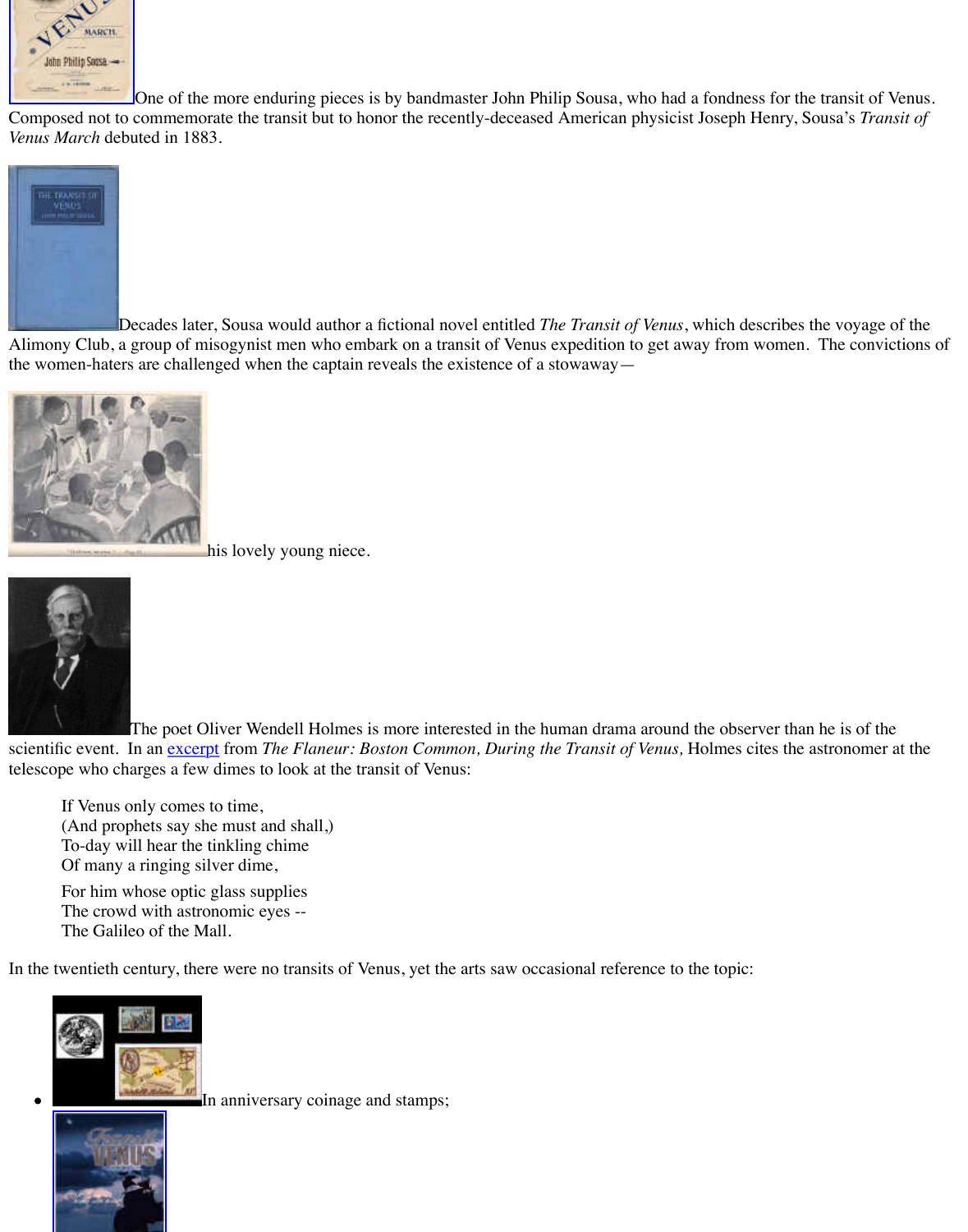One of the more enduring pieces is by bandmaster John Philip Sousa, who had a fondness for the transit of Venus. Composed not to commemorate the transit but to honor the recently-deceased American physicist Joseph Henry, Sousa's *Transit of Venus March* debuted in 1883.

Decades later, Sousa would author a fictional novel entitled *The Transit of Venus*, which describes the voyage of the Alimony Club, a group of misogynist men who embark on a transit of Venus expedition to get away from women. The convictions of the women-haters are challenged when the captain reveals the existence of a stowaway—

his lovely young niece.

The poet Oliver Wendell Holmes is more interested in the human drama around the observer than he is of the scientific event. In an excerpt from *The Flaneur: Boston Common, During the Transit of Venus,* Holmes cites the astronomer at the telescope who charges a few dimes to look at the transit of Venus:

> If Venus only comes to time,
> (And prophets say she must and shall,)
> To-day will hear the tinkling chime
> Of many a ringing silver dime,
>
> For him whose optic glass supplies
> The crowd with astronomic eyes --
> The Galileo of the Mall.

In the twentieth century, there were no transits of Venus, yet the arts saw occasional reference to the topic:

- In anniversary coinage and stamps;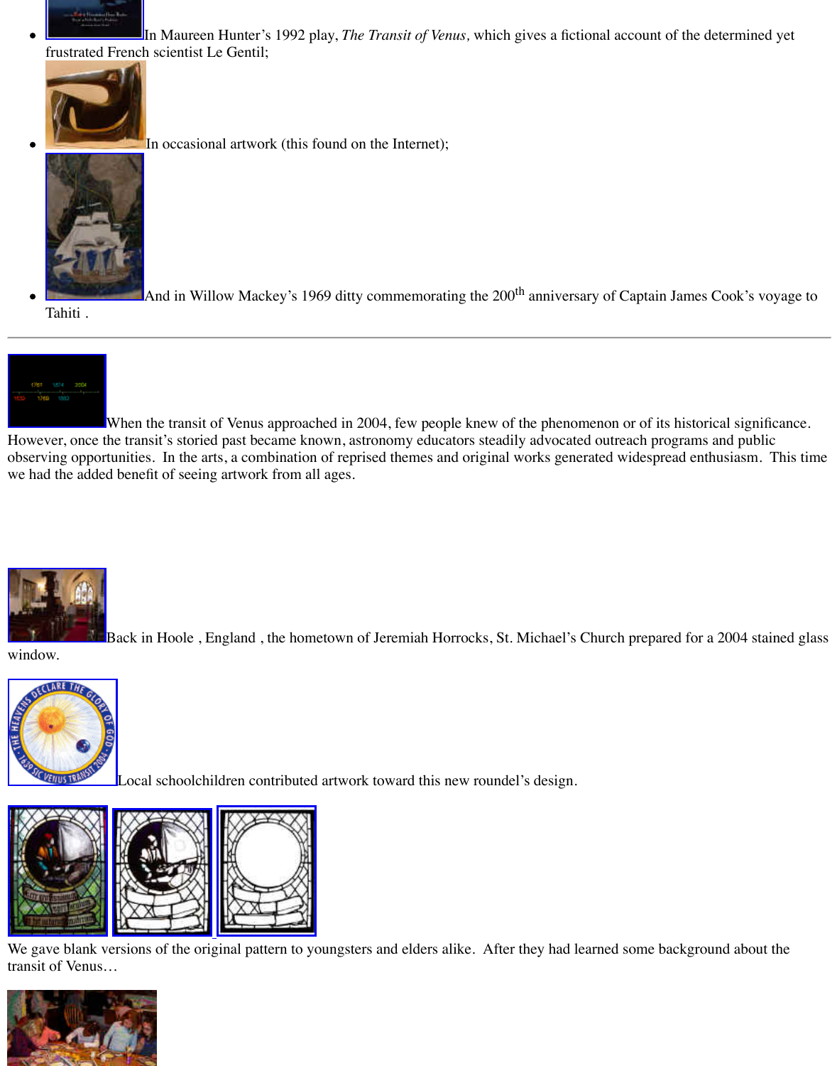- In Maureen Hunter's 1992 play, *The Transit of Venus,* which gives a fictional account of the determined yet frustrated French scientist Le Gentil;
- In occasional artwork (this found on the Internet);
- And in Willow Mackey's 1969 ditty commemorating the 200th anniversary of Captain James Cook's voyage to Tahiti .

---

When the transit of Venus approached in 2004, few people knew of the phenomenon or of its historical significance. However, once the transit's storied past became known, astronomy educators steadily advocated outreach programs and public observing opportunities. In the arts, a combination of reprised themes and original works generated widespread enthusiasm. This time we had the added benefit of seeing artwork from all ages.

Back in Hoole , England , the hometown of Jeremiah Horrocks, St. Michael's Church prepared for a 2004 stained glass window.

Local schoolchildren contributed artwork toward this new roundel's design.

We gave blank versions of the original pattern to youngsters and elders alike. After they had learned some background about the transit of Venus…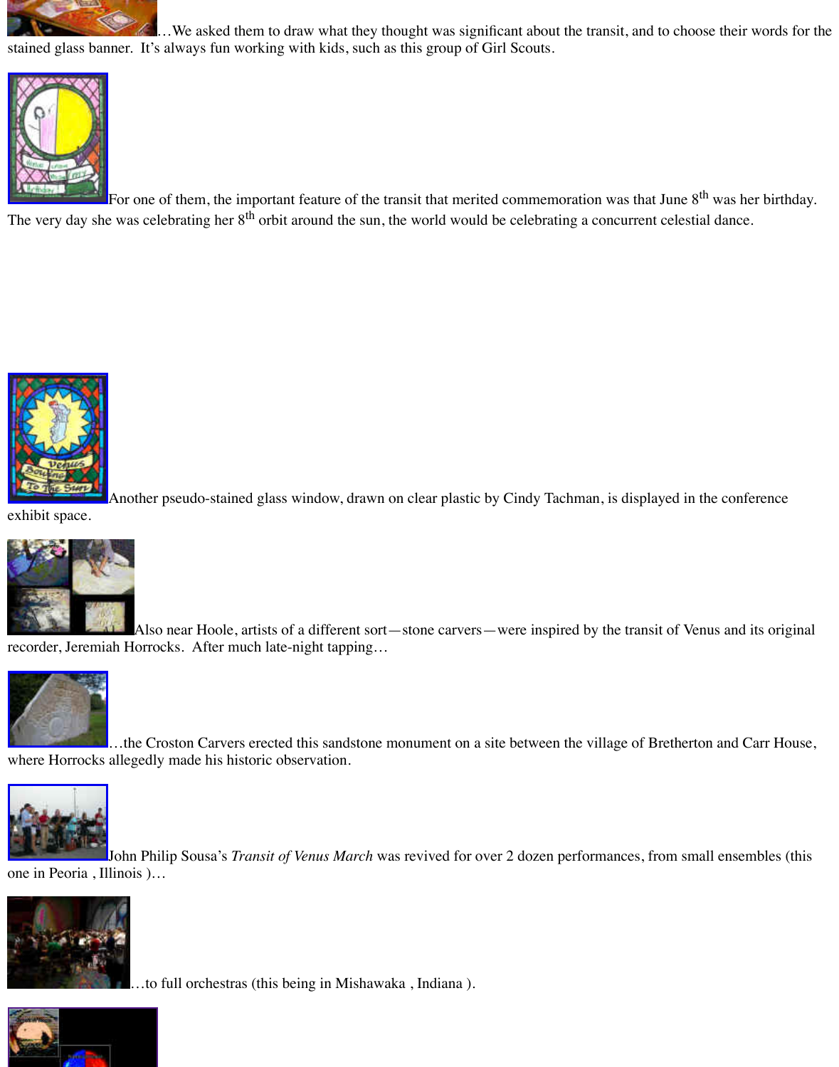…We asked them to draw what they thought was significant about the transit, and to choose their words for the stained glass banner. It's always fun working with kids, such as this group of Girl Scouts.

For one of them, the important feature of the transit that merited commemoration was that June 8th was her birthday. The very day she was celebrating her 8th orbit around the sun, the world would be celebrating a concurrent celestial dance.

Another pseudo-stained glass window, drawn on clear plastic by Cindy Tachman, is displayed in the conference exhibit space.

Also near Hoole, artists of a different sort—stone carvers—were inspired by the transit of Venus and its original recorder, Jeremiah Horrocks. After much late-night tapping…

…the Croston Carvers erected this sandstone monument on a site between the village of Bretherton and Carr House, where Horrocks allegedly made his historic observation.

John Philip Sousa's *Transit of Venus March* was revived for over 2 dozen performances, from small ensembles (this one in Peoria , Illinois )…

…to full orchestras (this being in Mishawaka , Indiana ).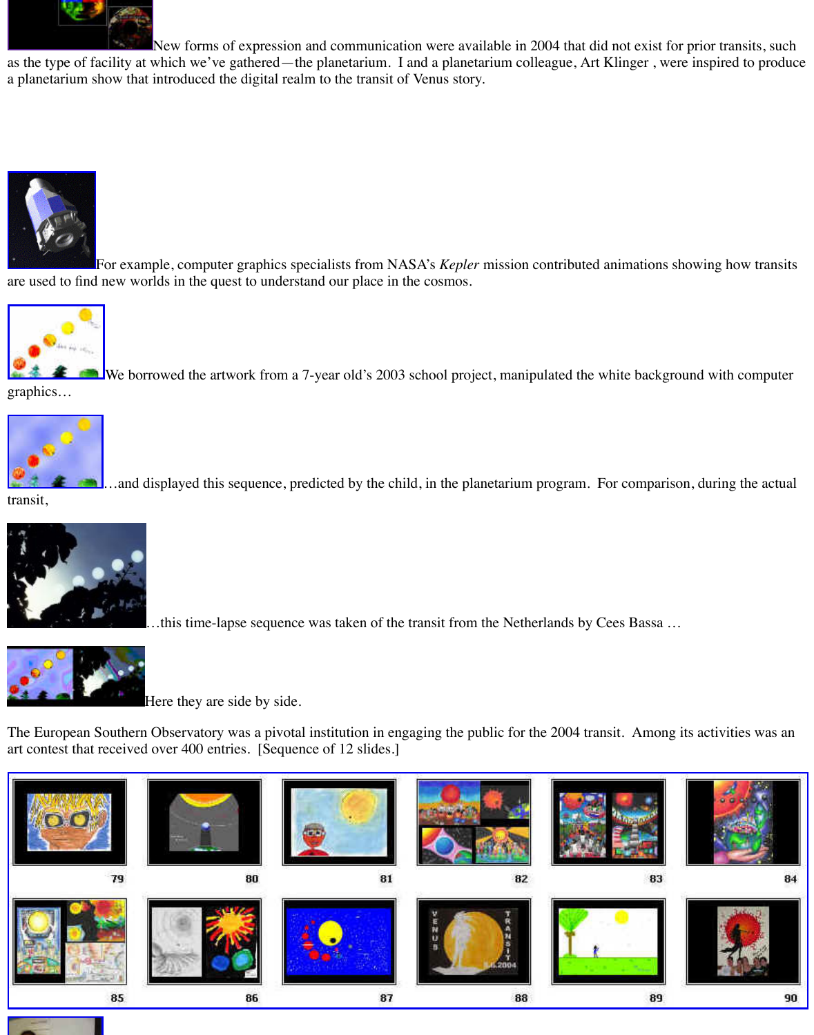New forms of expression and communication were available in 2004 that did not exist for prior transits, such as the type of facility at which we've gathered—the planetarium. I and a planetarium colleague, Art Klinger , were inspired to produce a planetarium show that introduced the digital realm to the transit of Venus story.

For example, computer graphics specialists from NASA's *Kepler* mission contributed animations showing how transits are used to find new worlds in the quest to understand our place in the cosmos.

We borrowed the artwork from a 7-year old's 2003 school project, manipulated the white background with computer graphics…

…and displayed this sequence, predicted by the child, in the planetarium program. For comparison, during the actual transit,

…this time-lapse sequence was taken of the transit from the Netherlands by Cees Bassa …

Here they are side by side.

The European Southern Observatory was a pivotal institution in engaging the public for the 2004 transit. Among its activities was an art contest that received over 400 entries. [Sequence of 12 slides.]

79 80 81 82 83 84

85 86 87 88 89 90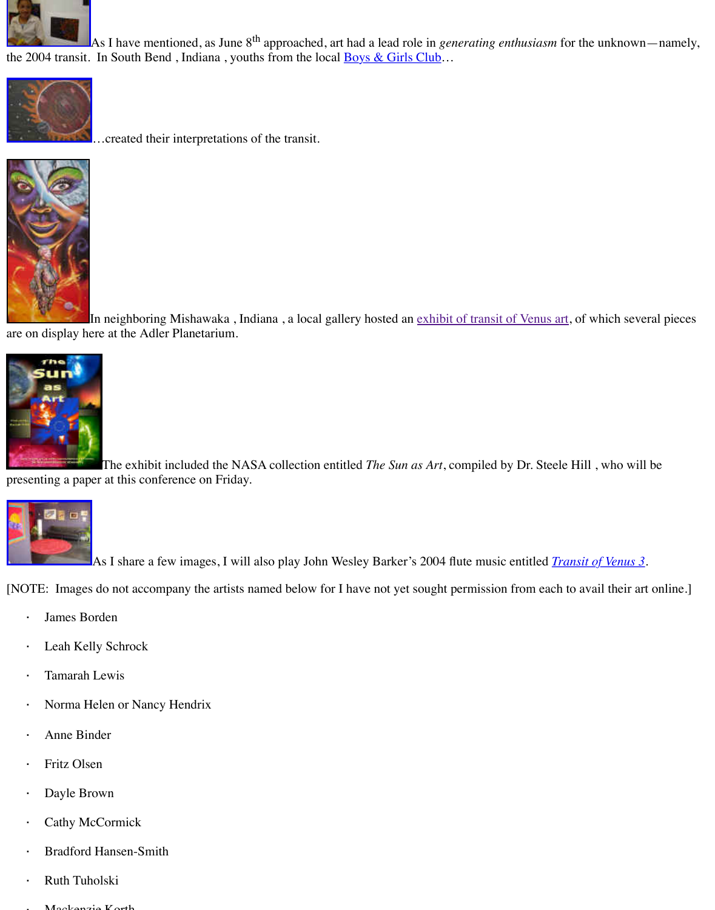As I have mentioned, as June 8th approached, art had a lead role in *generating enthusiasm* for the unknown—namely, the 2004 transit. In South Bend , Indiana , youths from the local Boys & Girls Club…

…created their interpretations of the transit.

In neighboring Mishawaka , Indiana , a local gallery hosted an exhibit of transit of Venus art, of which several pieces are on display here at the Adler Planetarium.

The exhibit included the NASA collection entitled *The Sun as Art*, compiled by Dr. Steele Hill , who will be presenting a paper at this conference on Friday.

As I share a few images, I will also play John Wesley Barker's 2004 flute music entitled *Transit of Venus 3*.

[NOTE: Images do not accompany the artists named below for I have not yet sought permission from each to avail their art online.]

- James Borden
- Leah Kelly Schrock
- Tamarah Lewis
- Norma Helen or Nancy Hendrix
- Anne Binder
- Fritz Olsen
- Dayle Brown
- Cathy McCormick
- Bradford Hansen-Smith
- Ruth Tuholski
- Mackenzie Korth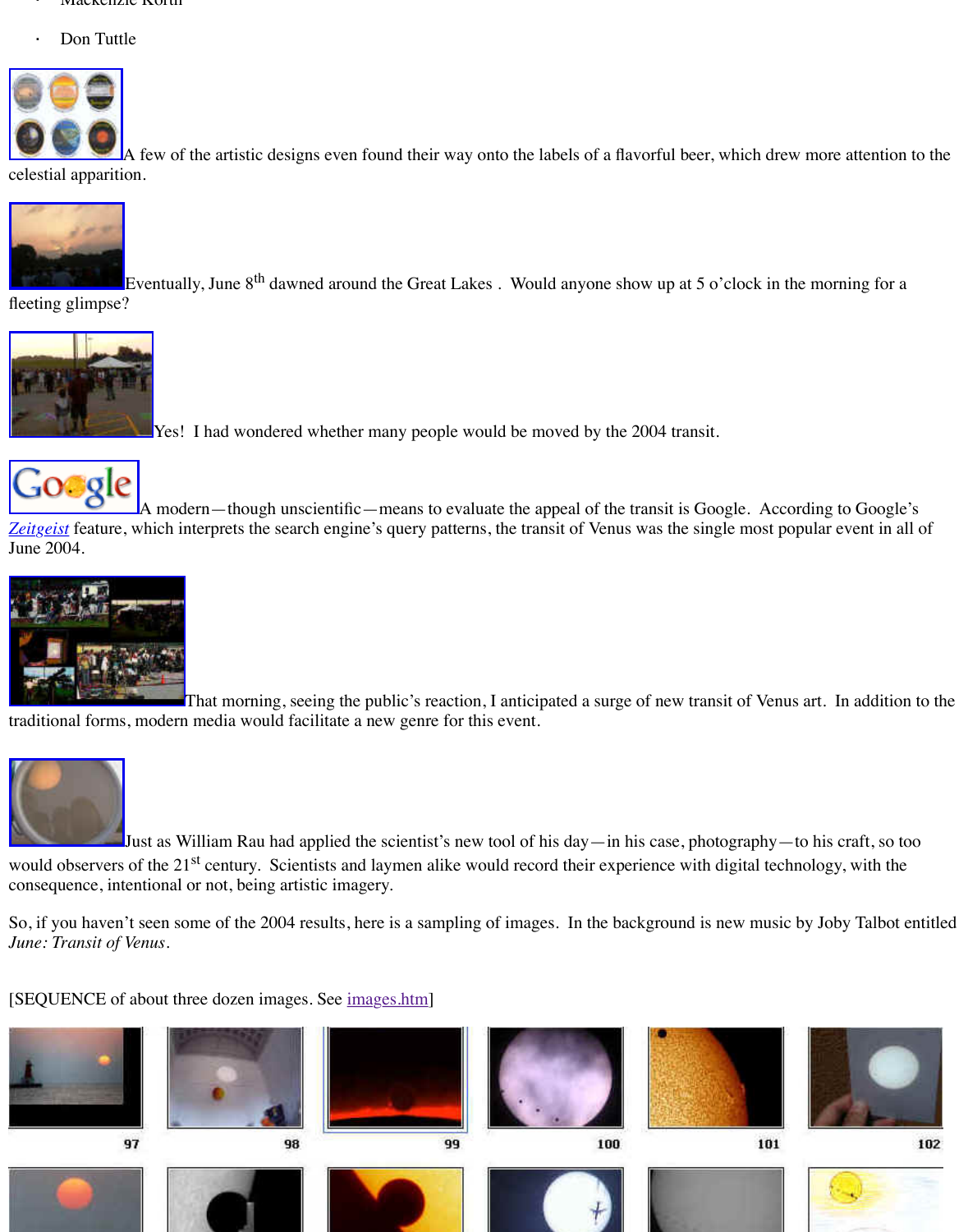- Mackenzie North
- Don Tuttle

A few of the artistic designs even found their way onto the labels of a flavorful beer, which drew more attention to the celestial apparition.

Eventually, June 8th dawned around the Great Lakes . Would anyone show up at 5 o'clock in the morning for a fleeting glimpse?

Yes! I had wondered whether many people would be moved by the 2004 transit.

A modern—though unscientific—means to evaluate the appeal of the transit is Google. According to Google's *Zeitgeist* feature, which interprets the search engine's query patterns, the transit of Venus was the single most popular event in all of June 2004.

That morning, seeing the public's reaction, I anticipated a surge of new transit of Venus art. In addition to the traditional forms, modern media would facilitate a new genre for this event.

Just as William Rau had applied the scientist's new tool of his day—in his case, photography—to his craft, so too would observers of the 21st century. Scientists and laymen alike would record their experience with digital technology, with the consequence, intentional or not, being artistic imagery.

So, if you haven't seen some of the 2004 results, here is a sampling of images. In the background is new music by Joby Talbot entitled *June: Transit of Venus*.

[SEQUENCE of about three dozen images. See images.htm]

97 98 99 100 101 102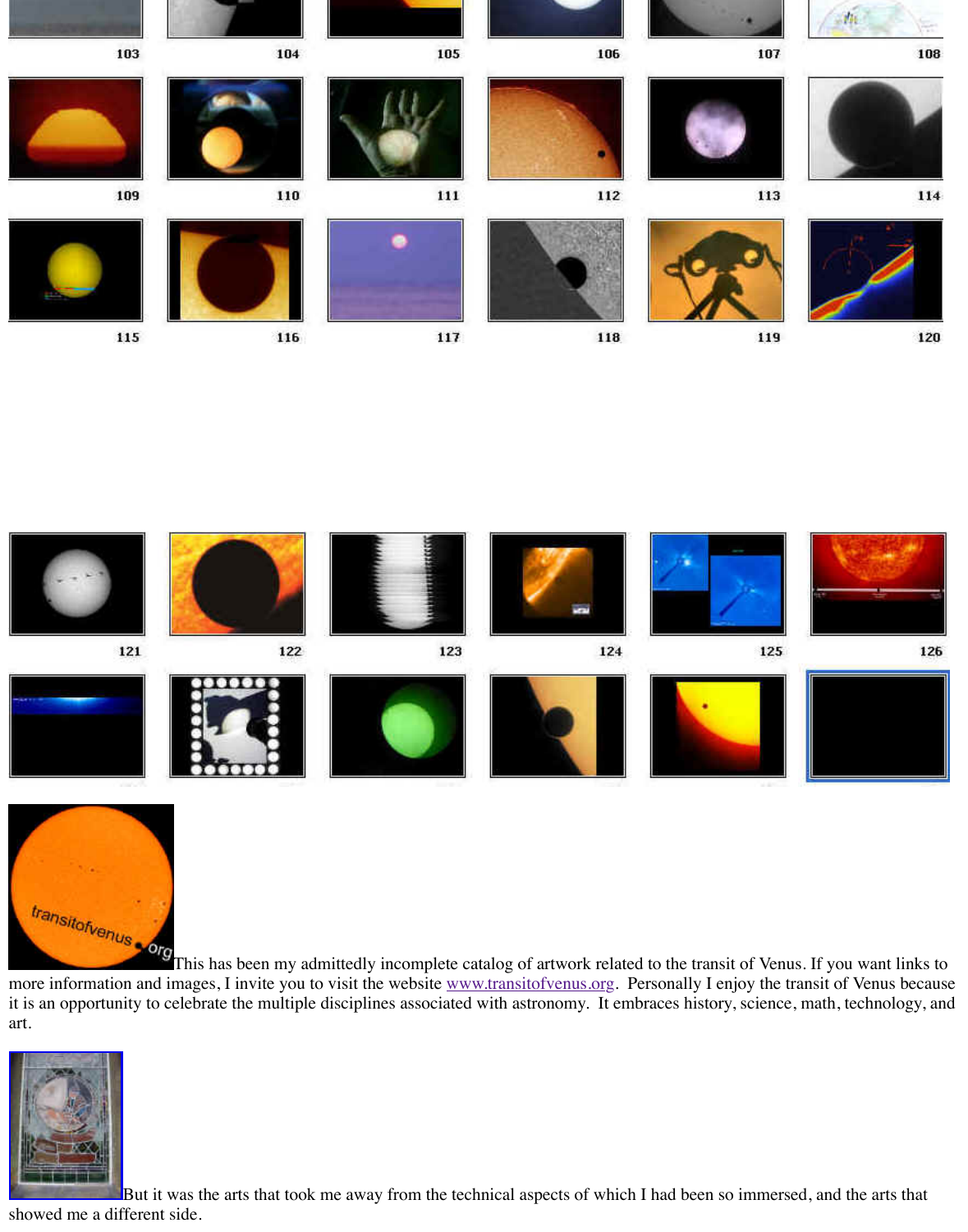103 104 105 106 107 108

109 110 111 112 113 114

115 116 117 118 119 120

121 122 123 124 125 126

This has been my admittedly incomplete catalog of artwork related to the transit of Venus. If you want links to more information and images, I invite you to visit the website [www.transitofvenus.org](www.transitofvenus.org). Personally I enjoy the transit of Venus because it is an opportunity to celebrate the multiple disciplines associated with astronomy. It embraces history, science, math, technology, and art.

But it was the arts that took me away from the technical aspects of which I had been so immersed, and the arts that showed me a different side.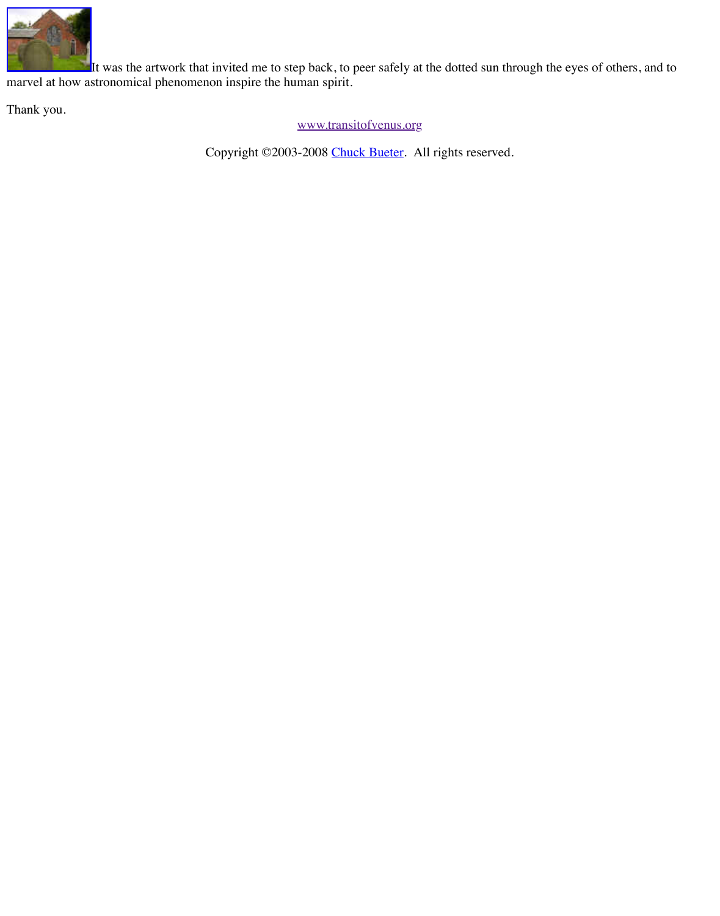It was the artwork that invited me to step back, to peer safely at the dotted sun through the eyes of others, and to marvel at how astronomical phenomenon inspire the human spirit.

Thank you.

www.transitofvenus.org

Copyright ©2003-2008 Chuck Bueter. All rights reserved.